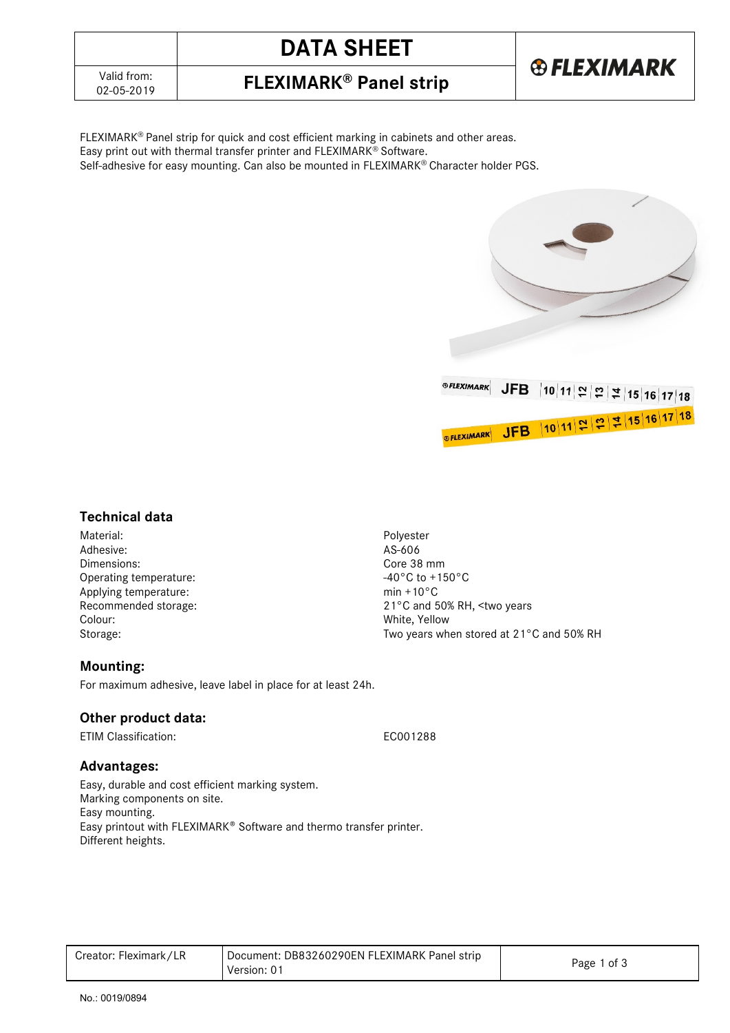# DATA SHEET

Valid from: 02-05-2019

## FLEXIMARK® Panel strip

FLEXIMARK® Panel strip for quick and cost efficient marking in cabinets and other areas.
Easy print out with thermal transfer printer and FLEXIMARK® Software.
Self-adhesive for easy mounting. Can also be mounted in FLEXIMARK® Character holder PGS.

### Technical data

| | |
|---|---|
| Material: | Polyester |
| Adhesive: | AS-606 |
| Dimensions: | Core 38 mm |
| Operating temperature: | -40°C to +150°C |
| Applying temperature: | min +10°C |
| Recommended storage: | 21°C and 50% RH, <two years |
| Colour: | White, Yellow |
| Storage: | Two years when stored at 21°C and 50% RH |

### Mounting:

For maximum adhesive, leave label in place for at least 24h.

### Other product data:

| | |
|---|---|
| ETIM Classification: | EC001288 |

### Advantages:

Easy, durable and cost efficient marking system.
Marking components on site.
Easy mounting.
Easy printout with FLEXIMARK® Software and thermo transfer printer.
Different heights.

| | | |
|---|---|---|
| Creator: Fleximark/LR | Document: DB83260290EN FLEXIMARK Panel strip<br>Version: 01 | |

No.: 0019/0894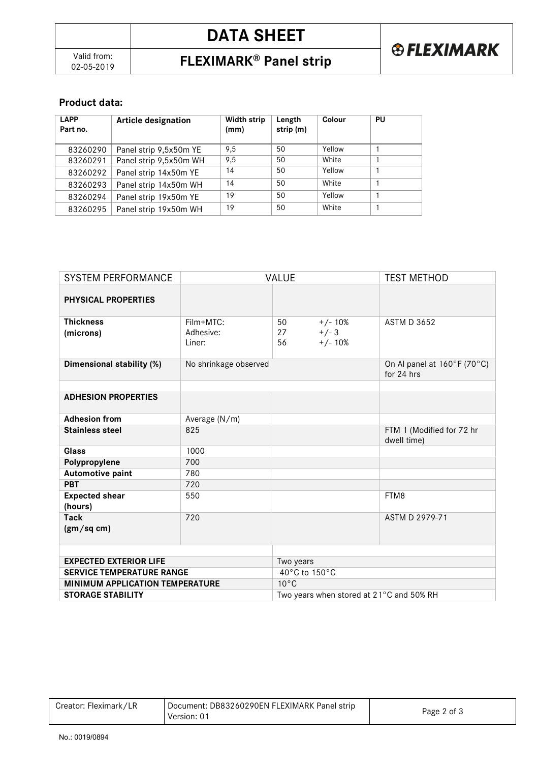## Product data:

| LAPP Part no. | Article designation | Width strip (mm) | Length strip (m) | Colour | PU |
|---|---|---|---|---|---|
| 83260290 | Panel strip 9,5x50m YE | 9,5 | 50 | Yellow | 1 |
| 83260291 | Panel strip 9,5x50m WH | 9,5 | 50 | White | 1 |
| 83260292 | Panel strip 14x50m YE | 14 | 50 | Yellow | 1 |
| 83260293 | Panel strip 14x50m WH | 14 | 50 | White | 1 |
| 83260294 | Panel strip 19x50m YE | 19 | 50 | Yellow | 1 |
| 83260295 | Panel strip 19x50m WH | 19 | 50 | White | 1 |

| SYSTEM PERFORMANCE | VALUE | | TEST METHOD |
|---|---|---|---|
| **PHYSICAL PROPERTIES** | | | |
| **Thickness (microns)** | Film+MTC:<br>Adhesive:<br>Liner: | 50 +/- 10%<br>27 +/- 3<br>56 +/- 10% | ASTM D 3652 |
| **Dimensional stability (%)** | No shrinkage observed | | On Al panel at 160°F (70°C) for 24 hrs |
| | | | |
| **ADHESION PROPERTIES** | | | |
| **Adhesion from** | Average (N/m) | | |
| **Stainless steel** | 825 | | FTM 1 (Modified for 72 hr dwell time) |
| **Glass** | 1000 | | |
| **Polypropylene** | 700 | | |
| **Automotive paint** | 780 | | |
| **PBT** | 720 | | |
| **Expected shear (hours)** | 550 | | FTM8 |
| **Tack (gm/sq cm)** | 720 | | ASTM D 2979-71 |
| | | | |
| **EXPECTED EXTERIOR LIFE** | | Two years | |
| **SERVICE TEMPERATURE RANGE** | | -40°C to 150°C | |
| **MINIMUM APPLICATION TEMPERATURE** | | 10°C | |
| **STORAGE STABILITY** | | Two years when stored at 21°C and 50% RH | |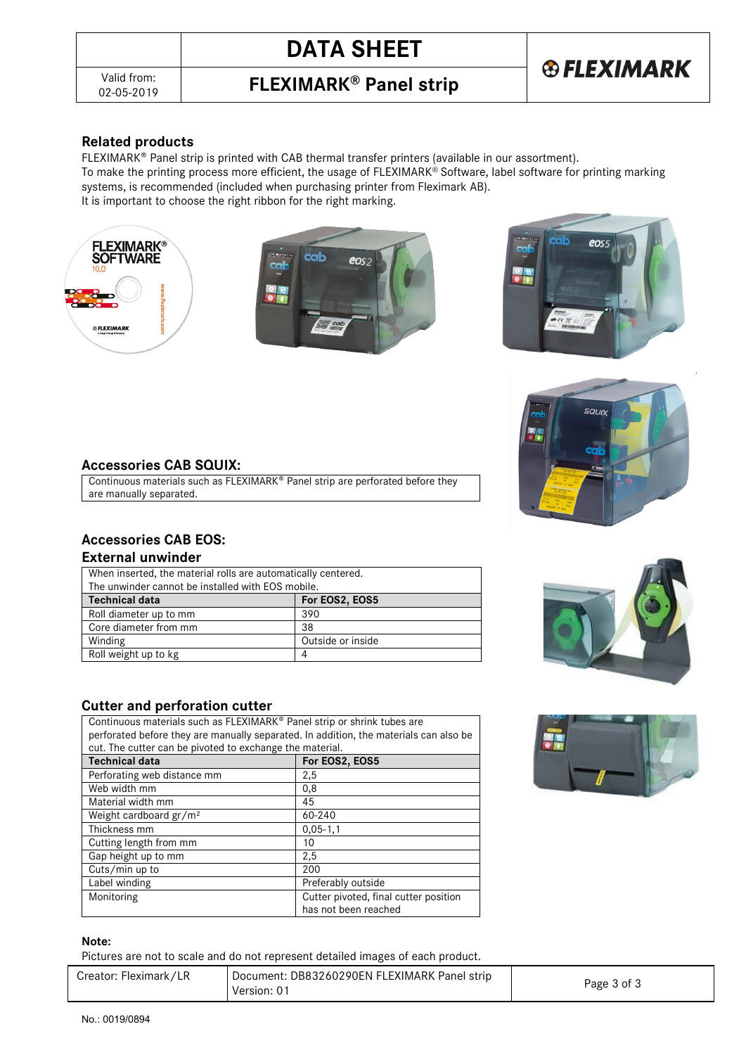## Related products

FLEXIMARK® Panel strip is printed with CAB thermal transfer printers (available in our assortment).
To make the printing process more efficient, the usage of FLEXIMARK® Software, label software for printing marking systems, is recommended (included when purchasing printer from Fleximark AB).
It is important to choose the right ribbon for the right marking.

## Accessories CAB SQUIX:

| |
|---|
| Continuous materials such as FLEXIMARK® Panel strip are perforated before they are manually separated. |

## Accessories CAB EOS:

### External unwinder

| When inserted, the material rolls are automatically centered. The unwinder cannot be installed with EOS mobile. | |
|---|---|
| **Technical data** | **For EOS2, EOS5** |
| Roll diameter up to mm | 390 |
| Core diameter from mm | 38 |
| Winding | Outside or inside |
| Roll weight up to kg | 4 |

### Cutter and perforation cutter

| Continuous materials such as FLEXIMARK® Panel strip or shrink tubes are perforated before they are manually separated. In addition, the materials can also be cut. The cutter can be pivoted to exchange the material. | |
|---|---|
| **Technical data** | **For EOS2, EOS5** |
| Perforating web distance mm | 2,5 |
| Web width mm | 0,8 |
| Material width mm | 45 |
| Weight cardboard gr/m² | 60-240 |
| Thickness mm | 0,05-1,1 |
| Cutting length from mm | 10 |
| Gap height up to mm | 2,5 |
| Cuts/min up to | 200 |
| Label winding | Preferably outside |
| Monitoring | Cutter pivoted, final cutter position has not been reached |

**Note:**
Pictures are not to scale and do not represent detailed images of each product.

No.: 0019/0894